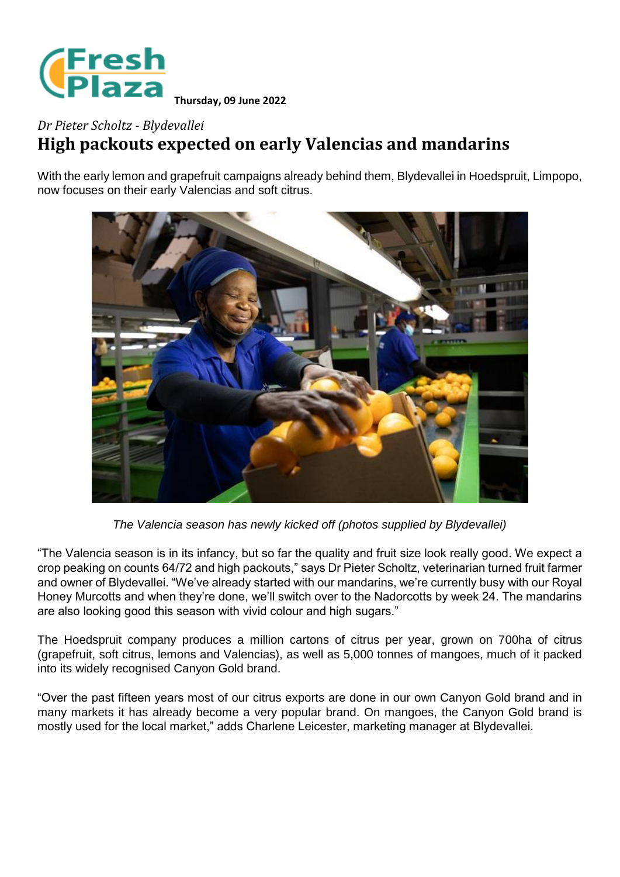Thursday, 09 June 2022

*Dr Pieter Scholtz - Blydevallei*

# High packouts expected on early Valencias and mandarins

With the early lemon and grapefruit campaigns already behind them, Blydevallei in Hoedspruit, Limpopo, now focuses on their early Valencias and soft citrus.

*The Valencia season has newly kicked off (photos supplied by Blydevallei)*

“The Valencia season is in its infancy, but so far the quality and fruit size look really good. We expect a crop peaking on counts 64/72 and high packouts,” says Dr Pieter Scholtz, veterinarian turned fruit farmer and owner of Blydevallei. “We’ve already started with our mandarins, we’re currently busy with our Royal Honey Murcotts and when they’re done, we’ll switch over to the Nadorcotts by week 24. The mandarins are also looking good this season with vivid colour and high sugars.”

The Hoedspruit company produces a million cartons of citrus per year, grown on 700ha of citrus (grapefruit, soft citrus, lemons and Valencias), as well as 5,000 tonnes of mangoes, much of it packed into its widely recognised Canyon Gold brand.

“Over the past fifteen years most of our citrus exports are done in our own Canyon Gold brand and in many markets it has already become a very popular brand. On mangoes, the Canyon Gold brand is mostly used for the local market,” adds Charlene Leicester, marketing manager at Blydevallei.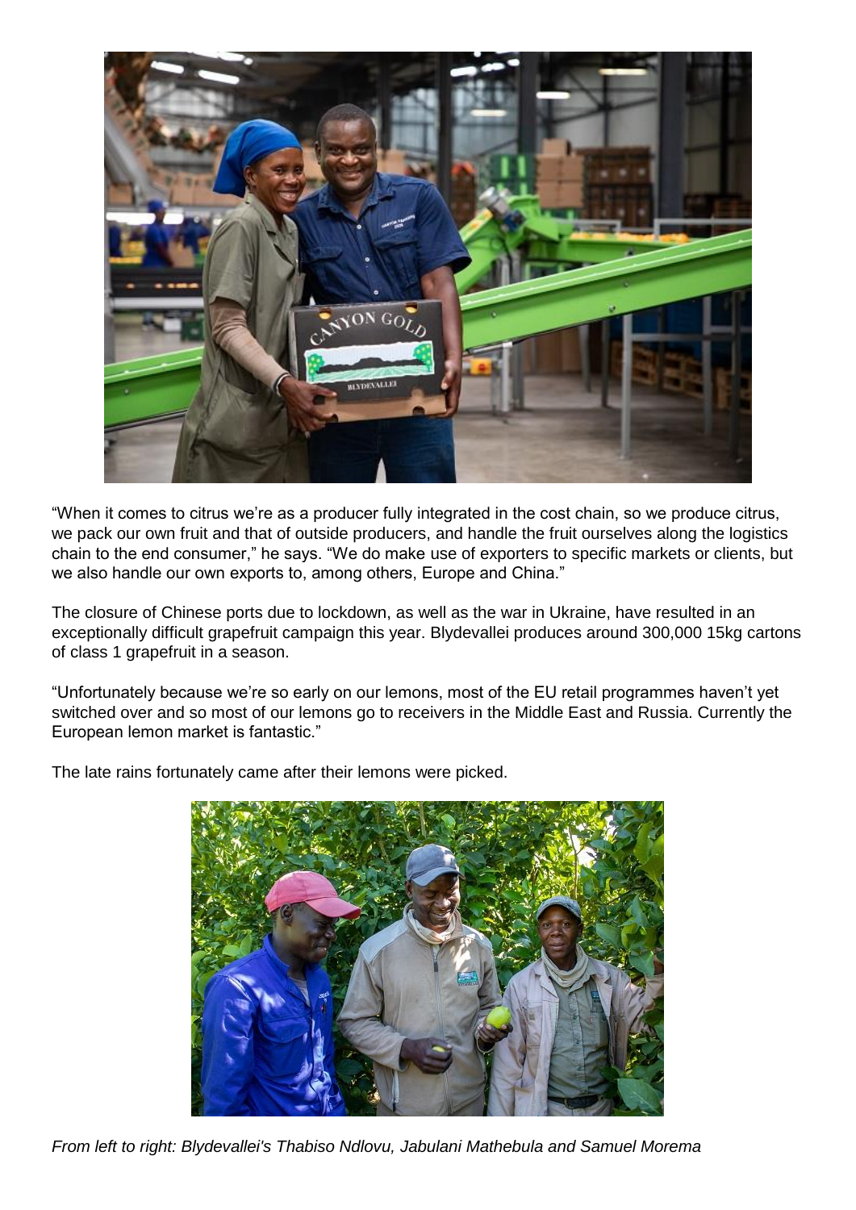"When it comes to citrus we're as a producer fully integrated in the cost chain, so we produce citrus, we pack our own fruit and that of outside producers, and handle the fruit ourselves along the logistics chain to the end consumer," he says. "We do make use of exporters to specific markets or clients, but we also handle our own exports to, among others, Europe and China."

The closure of Chinese ports due to lockdown, as well as the war in Ukraine, have resulted in an exceptionally difficult grapefruit campaign this year. Blydevallei produces around 300,000 15kg cartons of class 1 grapefruit in a season.

"Unfortunately because we're so early on our lemons, most of the EU retail programmes haven't yet switched over and so most of our lemons go to receivers in the Middle East and Russia. Currently the European lemon market is fantastic."

The late rains fortunately came after their lemons were picked.

*From left to right: Blydevallei's Thabiso Ndlovu, Jabulani Mathebula and Samuel Morema*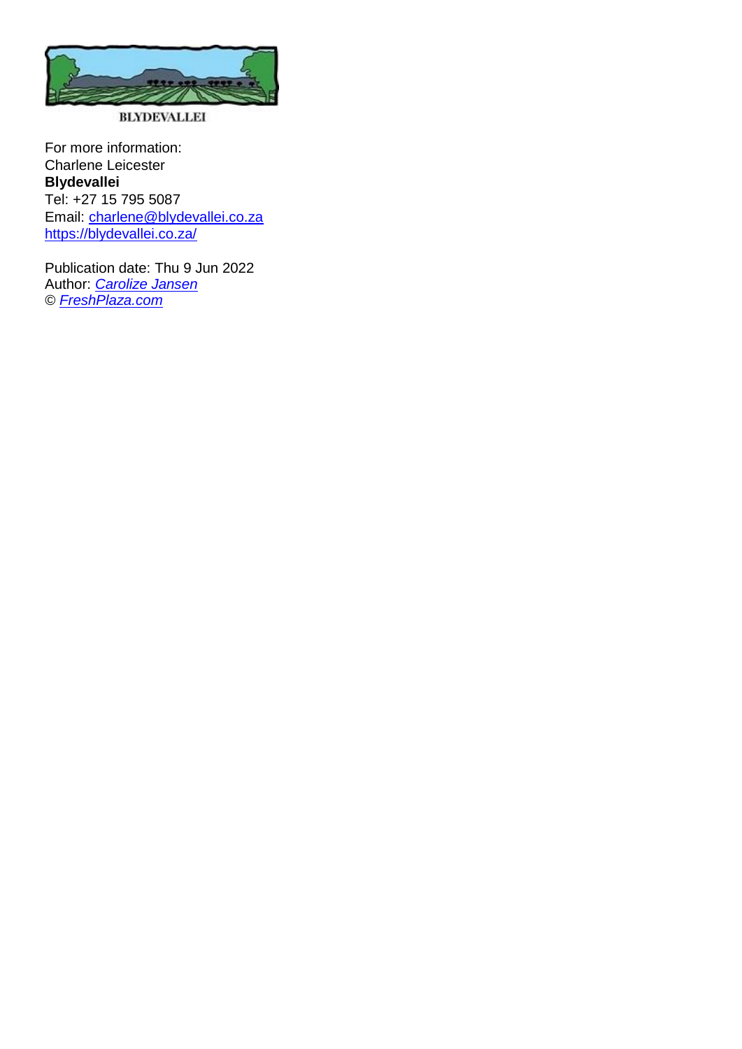BLYDEVALLEI

For more information:
Charlene Leicester
**Blydevallei**
Tel: +27 15 795 5087
Email: [charlene@blydevallei.co.za](mailto:charlene@blydevallei.co.za)
[https://blydevallei.co.za/](https://blydevallei.co.za/)

Publication date: Thu 9 Jun 2022
Author: *Carolize Jansen*
© *FreshPlaza.com*